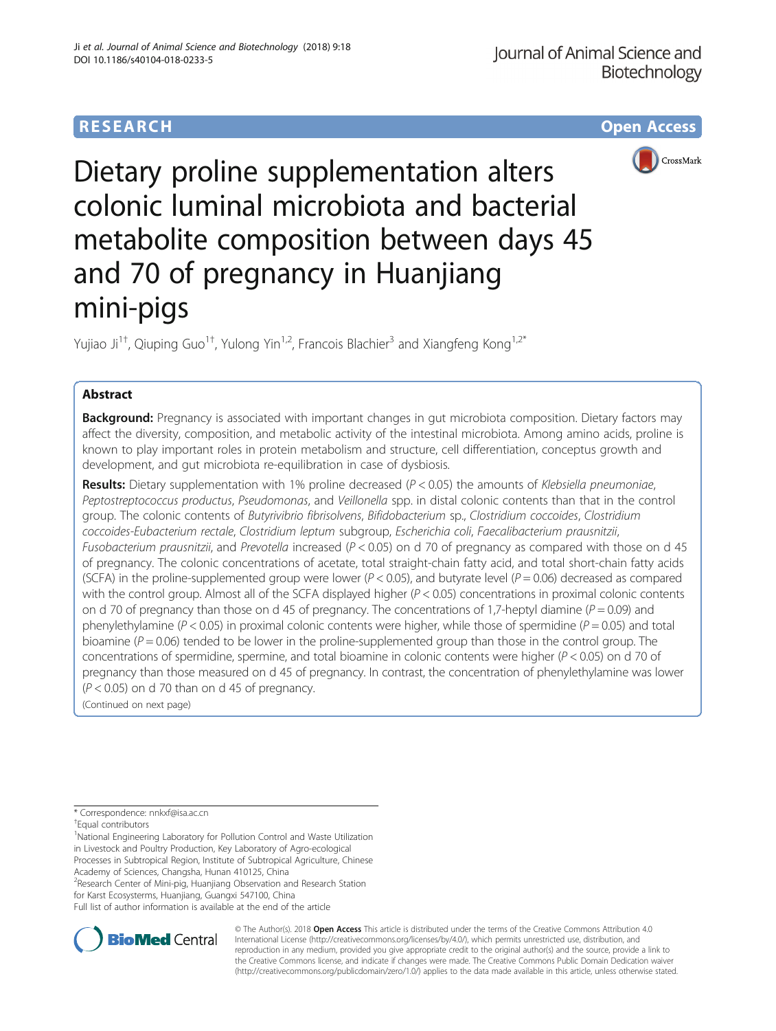# Dietary proline supplementation alters colonic luminal microbiota and bacterial metabolite composition between days 45 and 70 of pregnancy in Huanjiang mini-pigs

Yujiao Ji[1†], Qiuping Guo[1†], Yulong Yin[1,2], Francois Blachier[3] and Xiangfeng Kong[1,2*]

## Abstract

**Background:** Pregnancy is associated with important changes in gut microbiota composition. Dietary factors may affect the diversity, composition, and metabolic activity of the intestinal microbiota. Among amino acids, proline is known to play important roles in protein metabolism and structure, cell differentiation, conceptus growth and development, and gut microbiota re-equilibration in case of dysbiosis.

**Results:** Dietary supplementation with 1% proline decreased ($P < 0.05$) the amounts of *Klebsiella pneumoniae*, *Peptostreptococcus productus*, *Pseudomonas*, and *Veillonella* spp. in distal colonic contents than that in the control group. The colonic contents of *Butyrivibrio fibrisolvens*, *Bifidobacterium* sp., *Clostridium coccoides*, *Clostridium coccoides-Eubacterium rectale*, *Clostridium leptum* subgroup, *Escherichia coli*, *Faecalibacterium prausnitzii*, *Fusobacterium prausnitzii*, and *Prevotella* increased ($P < 0.05$) on d 70 of pregnancy as compared with those on d 45 of pregnancy. The colonic concentrations of acetate, total straight-chain fatty acid, and total short-chain fatty acids (SCFA) in the proline-supplemented group were lower ($P < 0.05$), and butyrate level ($P = 0.06$) decreased as compared with the control group. Almost all of the SCFA displayed higher ($P < 0.05$) concentrations in proximal colonic contents on d 70 of pregnancy than those on d 45 of pregnancy. The concentrations of 1,7-heptyl diamine ($P = 0.09$) and phenylethylamine ($P < 0.05$) in proximal colonic contents were higher, while those of spermidine ($P = 0.05$) and total bioamine ($P = 0.06$) tended to be lower in the proline-supplemented group than those in the control group. The concentrations of spermidine, spermine, and total bioamine in colonic contents were higher ($P < 0.05$) on d 70 of pregnancy than those measured on d 45 of pregnancy. In contrast, the concentration of phenylethylamine was lower ($P < 0.05$) on d 70 than on d 45 of pregnancy.

(Continued on next page)

* Correspondence: nnkxf@isa.ac.cn

†Equal contributors

[1]National Engineering Laboratory for Pollution Control and Waste Utilization in Livestock and Poultry Production, Key Laboratory of Agro-ecological Processes in Subtropical Region, Institute of Subtropical Agriculture, Chinese Academy of Sciences, Changsha, Hunan 410125, China

[2]Research Center of Mini-pig, Huanjiang Observation and Research Station for Karst Ecosysterms, Huanjiang, Guangxi 547100, China

Full list of author information is available at the end of the article

© The Author(s). 2018 **Open Access** This article is distributed under the terms of the Creative Commons Attribution 4.0 International License (http://creativecommons.org/licenses/by/4.0/), which permits unrestricted use, distribution, and reproduction in any medium, provided you give appropriate credit to the original author(s) and the source, provide a link to the Creative Commons license, and indicate if changes were made. The Creative Commons Public Domain Dedication waiver (http://creativecommons.org/publicdomain/zero/1.0/) applies to the data made available in this article, unless otherwise stated.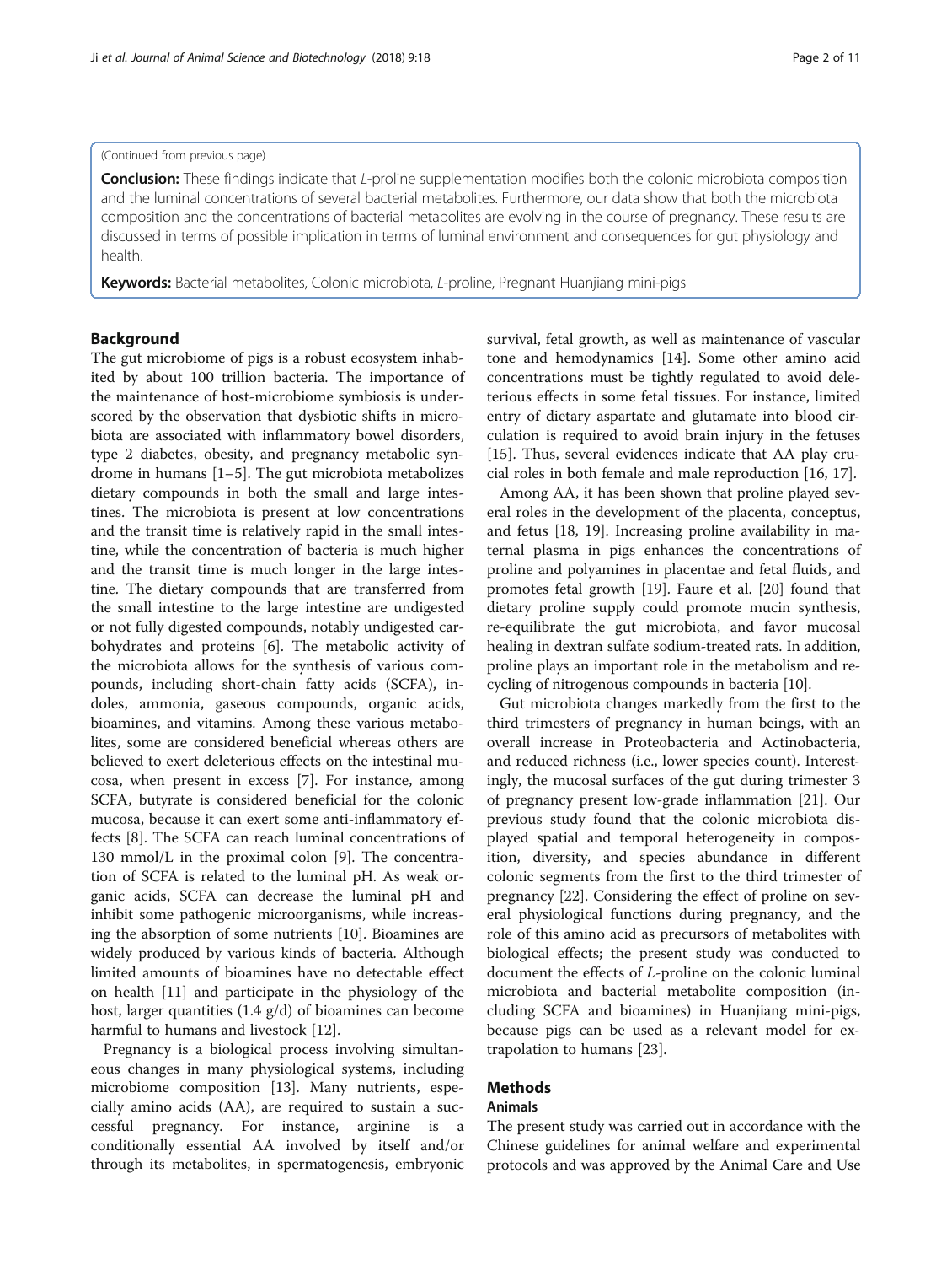(Continued from previous page)

**Conclusion:** These findings indicate that *L*-proline supplementation modifies both the colonic microbiota composition and the luminal concentrations of several bacterial metabolites. Furthermore, our data show that both the microbiota composition and the concentrations of bacterial metabolites are evolving in the course of pregnancy. These results are discussed in terms of possible implication in terms of luminal environment and consequences for gut physiology and health.

**Keywords:** Bacterial metabolites, Colonic microbiota, *L*-proline, Pregnant Huanjiang mini-pigs

## Background

The gut microbiome of pigs is a robust ecosystem inhabited by about 100 trillion bacteria. The importance of the maintenance of host-microbiome symbiosis is underscored by the observation that dysbiotic shifts in microbiota are associated with inflammatory bowel disorders, type 2 diabetes, obesity, and pregnancy metabolic syndrome in humans [1–5]. The gut microbiota metabolizes dietary compounds in both the small and large intestines. The microbiota is present at low concentrations and the transit time is relatively rapid in the small intestine, while the concentration of bacteria is much higher and the transit time is much longer in the large intestine. The dietary compounds that are transferred from the small intestine to the large intestine are undigested or not fully digested compounds, notably undigested carbohydrates and proteins [6]. The metabolic activity of the microbiota allows for the synthesis of various compounds, including short-chain fatty acids (SCFA), indoles, ammonia, gaseous compounds, organic acids, bioamines, and vitamins. Among these various metabolites, some are considered beneficial whereas others are believed to exert deleterious effects on the intestinal mucosa, when present in excess [7]. For instance, among SCFA, butyrate is considered beneficial for the colonic mucosa, because it can exert some anti-inflammatory effects [8]. The SCFA can reach luminal concentrations of 130 mmol/L in the proximal colon [9]. The concentration of SCFA is related to the luminal pH. As weak organic acids, SCFA can decrease the luminal pH and inhibit some pathogenic microorganisms, while increasing the absorption of some nutrients [10]. Bioamines are widely produced by various kinds of bacteria. Although limited amounts of bioamines have no detectable effect on health [11] and participate in the physiology of the host, larger quantities (1.4 g/d) of bioamines can become harmful to humans and livestock [12].

Pregnancy is a biological process involving simultaneous changes in many physiological systems, including microbiome composition [13]. Many nutrients, especially amino acids (AA), are required to sustain a successful pregnancy. For instance, arginine is a conditionally essential AA involved by itself and/or through its metabolites, in spermatogenesis, embryonic survival, fetal growth, as well as maintenance of vascular tone and hemodynamics [14]. Some other amino acid concentrations must be tightly regulated to avoid deleterious effects in some fetal tissues. For instance, limited entry of dietary aspartate and glutamate into blood circulation is required to avoid brain injury in the fetuses [15]. Thus, several evidences indicate that AA play crucial roles in both female and male reproduction [16, 17].

Among AA, it has been shown that proline played several roles in the development of the placenta, conceptus, and fetus [18, 19]. Increasing proline availability in maternal plasma in pigs enhances the concentrations of proline and polyamines in placentae and fetal fluids, and promotes fetal growth [19]. Faure et al. [20] found that dietary proline supply could promote mucin synthesis, re-equilibrate the gut microbiota, and favor mucosal healing in dextran sulfate sodium-treated rats. In addition, proline plays an important role in the metabolism and recycling of nitrogenous compounds in bacteria [10].

Gut microbiota changes markedly from the first to the third trimesters of pregnancy in human beings, with an overall increase in Proteobacteria and Actinobacteria, and reduced richness (i.e., lower species count). Interestingly, the mucosal surfaces of the gut during trimester 3 of pregnancy present low-grade inflammation [21]. Our previous study found that the colonic microbiota displayed spatial and temporal heterogeneity in composition, diversity, and species abundance in different colonic segments from the first to the third trimester of pregnancy [22]. Considering the effect of proline on several physiological functions during pregnancy, and the role of this amino acid as precursors of metabolites with biological effects; the present study was conducted to document the effects of *L*-proline on the colonic luminal microbiota and bacterial metabolite composition (including SCFA and bioamines) in Huanjiang mini-pigs, because pigs can be used as a relevant model for extrapolation to humans [23].

## Methods

### Animals

The present study was carried out in accordance with the Chinese guidelines for animal welfare and experimental protocols and was approved by the Animal Care and Use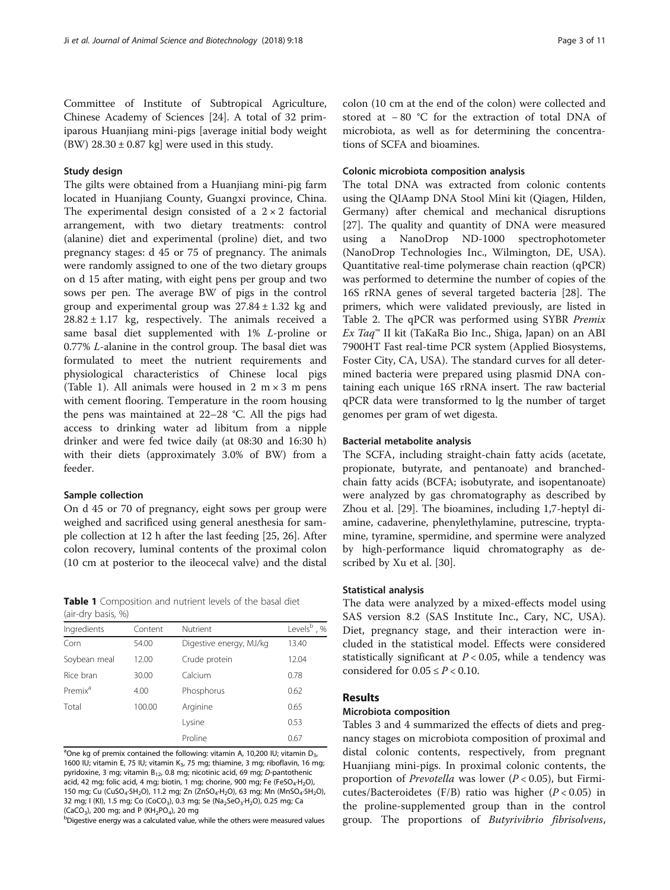Committee of Institute of Subtropical Agriculture, Chinese Academy of Sciences [24]. A total of 32 primiparous Huanjiang mini-pigs [average initial body weight (BW) 28.30 ± 0.87 kg] were used in this study.

### Study design

The gilts were obtained from a Huanjiang mini-pig farm located in Huanjiang County, Guangxi province, China. The experimental design consisted of a 2 × 2 factorial arrangement, with two dietary treatments: control (alanine) diet and experimental (proline) diet, and two pregnancy stages: d 45 or 75 of pregnancy. The animals were randomly assigned to one of the two dietary groups on d 15 after mating, with eight pens per group and two sows per pen. The average BW of pigs in the control group and experimental group was 27.84 ± 1.32 kg and 28.82 ± 1.17 kg, respectively. The animals received a same basal diet supplemented with 1% *L*-proline or 0.77% *L*-alanine in the control group. The basal diet was formulated to meet the nutrient requirements and physiological characteristics of Chinese local pigs (Table 1). All animals were housed in 2 m × 3 m pens with cement flooring. Temperature in the room housing the pens was maintained at 22–28 °C. All the pigs had access to drinking water ad libitum from a nipple drinker and were fed twice daily (at 08:30 and 16:30 h) with their diets (approximately 3.0% of BW) from a feeder.

### Sample collection

On d 45 or 70 of pregnancy, eight sows per group were weighed and sacrificed using general anesthesia for sample collection at 12 h after the last feeding [25, 26]. After colon recovery, luminal contents of the proximal colon (10 cm at posterior to the ileocecal valve) and the distal colon (10 cm at the end of the colon) were collected and stored at − 80 °C for the extraction of total DNA of microbiota, as well as for determining the concentrations of SCFA and bioamines.

**Table 1** Composition and nutrient levels of the basal diet (air-dry basis, %)

| Ingredients | Content | Nutrient | Levels[b], % |
|---|---|---|---|
| Corn | 54.00 | Digestive energy, MJ/kg | 13.40 |
| Soybean meal | 12.00 | Crude protein | 12.04 |
| Rice bran | 30.00 | Calcium | 0.78 |
| Premix[a] | 4.00 | Phosphorus | 0.62 |
| Total | 100.00 | Arginine | 0.65 |
| | | Lysine | 0.53 |
| | | Proline | 0.67 |

[a]One kg of premix contained the following: vitamin A, 10,200 IU; vitamin $D_3$, 1600 IU; vitamin E, 75 IU; vitamin $K_3$, 75 mg; thiamine, 3 mg; riboflavin, 16 mg; pyridoxine, 3 mg; vitamin $B_{12}$, 0.8 mg; nicotinic acid, 69 mg; *D*-pantothenic acid, 42 mg; folic acid, 4 mg; biotin, 1 mg; chorine, 900 mg; Fe ($FeSO_4 \cdot H_2O$), 150 mg; Cu ($CuSO_4 \cdot 5H_2O$), 11.2 mg; Zn ($ZnSO_4 \cdot H_2O$), 63 mg; Mn ($MnSO_4 \cdot 5H_2O$), 32 mg; I (KI), 1.5 mg; Co ($CoCO_3$), 0.3 mg; Se ($Na_2SeO_3 \cdot H_2O$), 0.25 mg; Ca ($CaCO_3$), 200 mg; and P ($KH_2PO_4$), 20 mg

[b]Digestive energy was a calculated value, while the others were measured values

### Colonic microbiota composition analysis

The total DNA was extracted from colonic contents using the QIAamp DNA Stool Mini kit (Qiagen, Hilden, Germany) after chemical and mechanical disruptions [27]. The quality and quantity of DNA were measured using a NanoDrop ND-1000 spectrophotometer (NanoDrop Technologies Inc., Wilmington, DE, USA). Quantitative real-time polymerase chain reaction (qPCR) was performed to determine the number of copies of the 16S rRNA genes of several targeted bacteria [28]. The primers, which were validated previously, are listed in Table 2. The qPCR was performed using SYBR *Premix Ex Taq*™ II kit (TaKaRa Bio Inc., Shiga, Japan) on an ABI 7900HT Fast real-time PCR system (Applied Biosystems, Foster City, CA, USA). The standard curves for all determined bacteria were prepared using plasmid DNA containing each unique 16S rRNA insert. The raw bacterial qPCR data were transformed to lg the number of target genomes per gram of wet digesta.

### Bacterial metabolite analysis

The SCFA, including straight-chain fatty acids (acetate, propionate, butyrate, and pentanoate) and branched-chain fatty acids (BCFA; isobutyrate, and isopentanoate) were analyzed by gas chromatography as described by Zhou et al. [29]. The bioamines, including 1,7-heptyl diamine, cadaverine, phenylethylamine, putrescine, tryptamine, tyramine, spermidine, and spermine were analyzed by high-performance liquid chromatography as described by Xu et al. [30].

### Statistical analysis

The data were analyzed by a mixed-effects model using SAS version 8.2 (SAS Institute Inc., Cary, NC, USA). Diet, pregnancy stage, and their interaction were included in the statistical model. Effects were considered statistically significant at $P < 0.05$, while a tendency was considered for $0.05 \le P < 0.10$.

## Results

### Microbiota composition

Tables 3 and 4 summarized the effects of diets and pregnancy stages on microbiota composition of proximal and distal colonic contents, respectively, from pregnant Huanjiang mini-pigs. In proximal colonic contents, the proportion of *Prevotella* was lower ($P < 0.05$), but Firmicutes/Bacteroidetes (F/B) ratio was higher ($P < 0.05$) in the proline-supplemented group than in the control group. The proportions of *Butyrivibrio fibrisolvens*,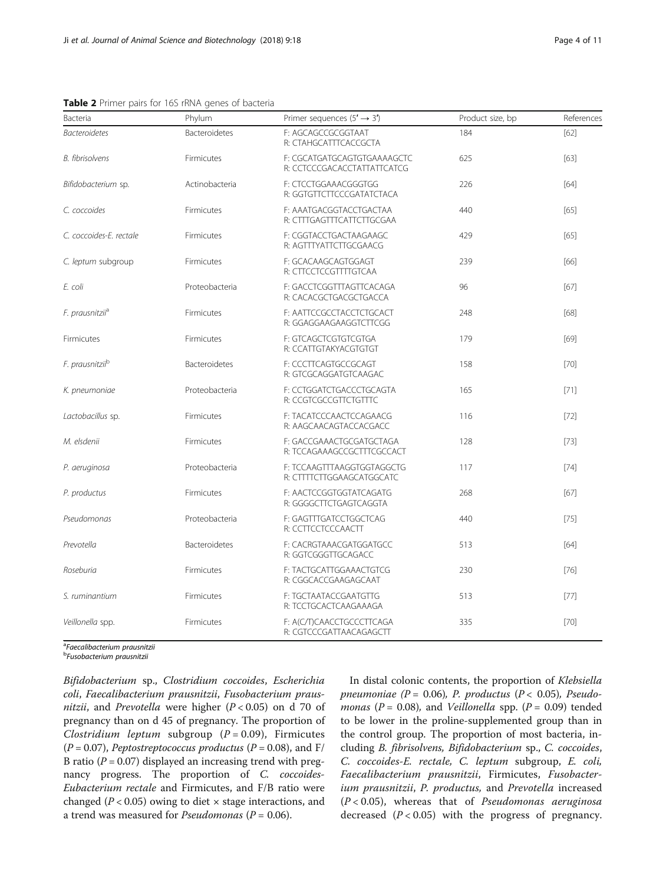**Table 2** Primer pairs for 16S rRNA genes of bacteria

| Bacteria | Phylum | Primer sequences (5′ → 3′) | Product size, bp | References |
| --- | --- | --- | --- | --- |
| *Bacteroidetes* | Bacteroidetes | F: AGCAGCCGCGGTAAT<br>R: CTAHGCATTTCACCGCTA | 184 | [62] |
| *B. fibrisolvens* | Firmicutes | F: CGCATGATGCAGTGTGAAAAGCTC<br>R: CCTCCCGACACCTATTATTCATCG | 625 | [63] |
| *Bifidobacterium* sp. | Actinobacteria | F: CTCCTGGAAACGGGTGG<br>R: GGTGTTCTTCCCGATATCTACA | 226 | [64] |
| *C. coccoides* | Firmicutes | F: AAATGACGGTACCTGACTAA<br>R: CTTTGAGTTTCATTCTTGCGAA | 440 | [65] |
| *C. coccoides-E. rectale* | Firmicutes | F: CGGTACCTGACTAAGAAGC<br>R: AGTTTYATTCTTGCGAACG | 429 | [65] |
| *C. leptum* subgroup | Firmicutes | F: GCACAAGCAGTGGAGT<br>R: CTTCCTCCGTTTTGTCAA | 239 | [66] |
| *E. coli* | Proteobacteria | F: GACCTCGGTTTAGTTCACAGA<br>R: CACACGCTGACGCTGACCA | 96 | [67] |
| *F. prausnitzii*[a] | Firmicutes | F: AATTCCGCCTACCTCTGCACT<br>R: GGAGGAAGAAGGTCTTCGG | 248 | [68] |
| Firmicutes | Firmicutes | F: GTCAGCTCGTGTCGTGA<br>R: CCATTGTAKYACGTGTGT | 179 | [69] |
| *F. prausnitzii*[b] | Bacteroidetes | F: CCCTTCAGTGCCGCAGT<br>R: GTCGCAGGATGTCAAGAC | 158 | [70] |
| *K. pneumoniae* | Proteobacteria | F: CCTGGATCTGACCCTGCAGTA<br>R: CCGTCGCCGTTCTGTTTC | 165 | [71] |
| *Lactobacillus* sp. | Firmicutes | F: TACATCCCAACTCCAGAACG<br>R: AAGCAACAGTACCACGACC | 116 | [72] |
| *M. elsdenii* | Firmicutes | F: GACCGAAACTGCGATGCTAGA<br>R: TCCAGAAAGCCGCTTTCGCCACT | 128 | [73] |
| *P. aeruginosa* | Proteobacteria | F: TCCAAGTTTAAGGTGGTAGGCTG<br>R: CTTTTCTTGGAAGCATGGCATC | 117 | [74] |
| *P. productus* | Firmicutes | F: AACTCCGGTGGTATCAGATG<br>R: GGGGCTTCTGAGTCAGGTA | 268 | [67] |
| *Pseudomonas* | Proteobacteria | F: GAGTTTGATCCTGGCTCAG<br>R: CCTTCCTCCCAACTT | 440 | [75] |
| *Prevotella* | Bacteroidetes | F: CACRGTAAACGATGGATGCC<br>R: GGTCGGGTTGCAGACC | 513 | [64] |
| *Roseburia* | Firmicutes | F: TACTGCATTGGAAACTGTCG<br>R: CGGCACCGAAGAGCAAT | 230 | [76] |
| *S. ruminantium* | Firmicutes | F: TGCTAATACCGAATGTTG<br>R: TCCTGCACTCAAGAAAGA | 513 | [77] |
| *Veillonella* spp. | Firmicutes | F: A(C/T)CAACCTGCCCTTCAGA<br>R: CGTCCCGATTAACAGAGCTT | 335 | [70] |

[a]*Faecalibacterium prausnitzii*
[b]*Fusobacterium prausnitzii*

*Bifidobacterium* sp., *Clostridium coccoides*, *Escherichia coli*, *Faecalibacterium prausnitzii*, *Fusobacterium prausnitzii*, and *Prevotella* were higher ($P < 0.05$) on d 70 of pregnancy than on d 45 of pregnancy. The proportion of *Clostridium leptum* subgroup ($P = 0.09$), Firmicutes ($P = 0.07$), *Peptostreptococcus productus* ($P = 0.08$), and F/B ratio ($P = 0.07$) displayed an increasing trend with pregnancy progress. The proportion of *C. coccoides-Eubacterium rectale* and Firmicutes, and F/B ratio were changed ($P < 0.05$) owing to diet × stage interactions, and a trend was measured for *Pseudomonas* ($P = 0.06$).

In distal colonic contents, the proportion of *Klebsiella pneumoniae* ($P = 0.06$), *P. productus* ($P < 0.05$), *Pseudomonas* ($P = 0.08$), and *Veillonella* spp. ($P = 0.09$) tended to be lower in the proline-supplemented group than in the control group. The proportion of most bacteria, including *B. fibrisolvens, Bifidobacterium* sp., *C. coccoides*, *C. coccoides-E. rectale, C. leptum* subgroup, *E. coli, Faecalibacterium prausnitzii*, Firmicutes, *Fusobacterium prausnitzii*, *P. productus,* and *Prevotella* increased ($P < 0.05$), whereas that of *Pseudomonas aeruginosa* decreased ($P < 0.05$) with the progress of pregnancy.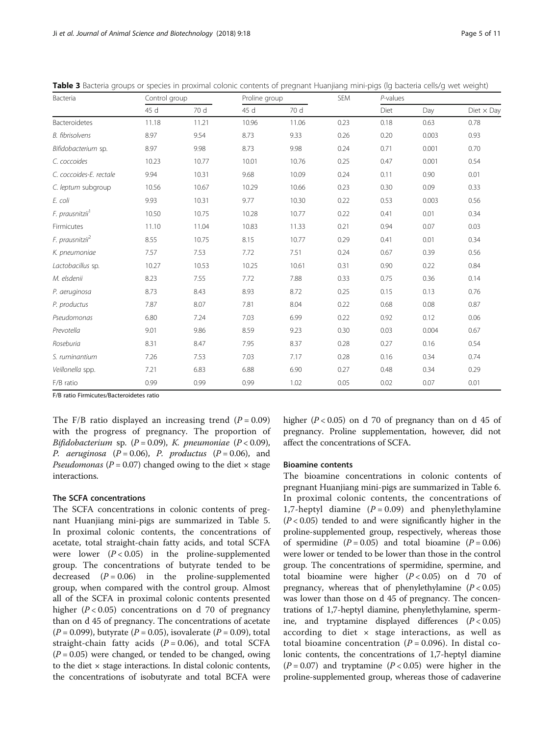**Table 3** Bacteria groups or species in proximal colonic contents of pregnant Huanjiang mini-pigs (lg bacteria cells/g wet weight)

| Bacteria | Control group | | Proline group | | SEM | *P*-values | | |
|---|---|---|---|---|---|---|---|---|
| | 45 d | 70 d | 45 d | 70 d | | Diet | Day | Diet × Day |
| Bacteroidetes | 11.18 | 11.21 | 10.96 | 11.06 | 0.23 | 0.18 | 0.63 | 0.78 |
| *B. fibrisolvens* | 8.97 | 9.54 | 8.73 | 9.33 | 0.26 | 0.20 | 0.003 | 0.93 |
| *Bifidobacterium* sp. | 8.97 | 9.98 | 8.73 | 9.98 | 0.24 | 0.71 | 0.001 | 0.70 |
| *C. coccoides* | 10.23 | 10.77 | 10.01 | 10.76 | 0.25 | 0.47 | 0.001 | 0.54 |
| *C. coccoides-E. rectale* | 9.94 | 10.31 | 9.68 | 10.09 | 0.24 | 0.11 | 0.90 | 0.01 |
| *C. leptum* subgroup | 10.56 | 10.67 | 10.29 | 10.66 | 0.23 | 0.30 | 0.09 | 0.33 |
| *E. coli* | 9.93 | 10.31 | 9.77 | 10.30 | 0.22 | 0.53 | 0.003 | 0.56 |
| *F. prausnitzii*[1] | 10.50 | 10.75 | 10.28 | 10.77 | 0.22 | 0.41 | 0.01 | 0.34 |
| Firmicutes | 11.10 | 11.04 | 10.83 | 11.33 | 0.21 | 0.94 | 0.07 | 0.03 |
| *F. prausnitzii*[2] | 8.55 | 10.75 | 8.15 | 10.77 | 0.29 | 0.41 | 0.01 | 0.34 |
| *K. pneumoniae* | 7.57 | 7.53 | 7.72 | 7.51 | 0.24 | 0.67 | 0.39 | 0.56 |
| *Lactobacillus* sp. | 10.27 | 10.53 | 10.25 | 10.61 | 0.31 | 0.90 | 0.22 | 0.84 |
| *M. elsdenii* | 8.23 | 7.55 | 7.72 | 7.88 | 0.33 | 0.75 | 0.36 | 0.14 |
| *P. aeruginosa* | 8.73 | 8.43 | 8.93 | 8.72 | 0.25 | 0.15 | 0.13 | 0.76 |
| *P. productus* | 7.87 | 8.07 | 7.81 | 8.04 | 0.22 | 0.68 | 0.08 | 0.87 |
| *Pseudomonas* | 6.80 | 7.24 | 7.03 | 6.99 | 0.22 | 0.92 | 0.12 | 0.06 |
| *Prevotella* | 9.01 | 9.86 | 8.59 | 9.23 | 0.30 | 0.03 | 0.004 | 0.67 |
| *Roseburia* | 8.31 | 8.47 | 7.95 | 8.37 | 0.28 | 0.27 | 0.16 | 0.54 |
| *S. ruminantium* | 7.26 | 7.53 | 7.03 | 7.17 | 0.28 | 0.16 | 0.34 | 0.74 |
| *Veillonella* spp. | 7.21 | 6.83 | 6.88 | 6.90 | 0.27 | 0.48 | 0.34 | 0.29 |
| F/B ratio | 0.99 | 0.99 | 0.99 | 1.02 | 0.05 | 0.02 | 0.07 | 0.01 |

F/B ratio Firmicutes/Bacteroidetes ratio

The F/B ratio displayed an increasing trend ($P = 0.09$) with the progress of pregnancy. The proportion of *Bifidobacterium* sp. ($P = 0.09$), *K. pneumoniae* ($P < 0.09$), *P. aeruginosa* ($P = 0.06$), *P. productus* ($P = 0.06$), and *Pseudomonas* ($P = 0.07$) changed owing to the diet × stage interactions.

### The SCFA concentrations

The SCFA concentrations in colonic contents of pregnant Huanjiang mini-pigs are summarized in Table 5. In proximal colonic contents, the concentrations of acetate, total straight-chain fatty acids, and total SCFA were lower ($P < 0.05$) in the proline-supplemented group. The concentrations of butyrate tended to be decreased ($P = 0.06$) in the proline-supplemented group, when compared with the control group. Almost all of the SCFA in proximal colonic contents presented higher ($P < 0.05$) concentrations on d 70 of pregnancy than on d 45 of pregnancy. The concentrations of acetate ($P = 0.099$), butyrate ($P = 0.05$), isovalerate ($P = 0.09$), total straight-chain fatty acids ($P = 0.06$), and total SCFA ($P = 0.05$) were changed, or tended to be changed, owing to the diet × stage interactions. In distal colonic contents, the concentrations of isobutyrate and total BCFA were higher ($P < 0.05$) on d 70 of pregnancy than on d 45 of pregnancy. Proline supplementation, however, did not affect the concentrations of SCFA.

### Bioamine contents

The bioamine concentrations in colonic contents of pregnant Huanjiang mini-pigs are summarized in Table 6. In proximal colonic contents, the concentrations of 1,7-heptyl diamine ($P = 0.09$) and phenylethylamine ($P < 0.05$) tended to and were significantly higher in the proline-supplemented group, respectively, whereas those of spermidine ($P = 0.05$) and total bioamine ($P = 0.06$) were lower or tended to be lower than those in the control group. The concentrations of spermidine, spermine, and total bioamine were higher ($P < 0.05$) on d 70 of pregnancy, whereas that of phenylethylamine ($P < 0.05$) was lower than those on d 45 of pregnancy. The concentrations of 1,7-heptyl diamine, phenylethylamine, spermine, and tryptamine displayed differences ($P < 0.05$) according to diet × stage interactions, as well as total bioamine concentration ($P = 0.096$). In distal colonic contents, the concentrations of 1,7-heptyl diamine ($P = 0.07$) and tryptamine ($P < 0.05$) were higher in the proline-supplemented group, whereas those of cadaverine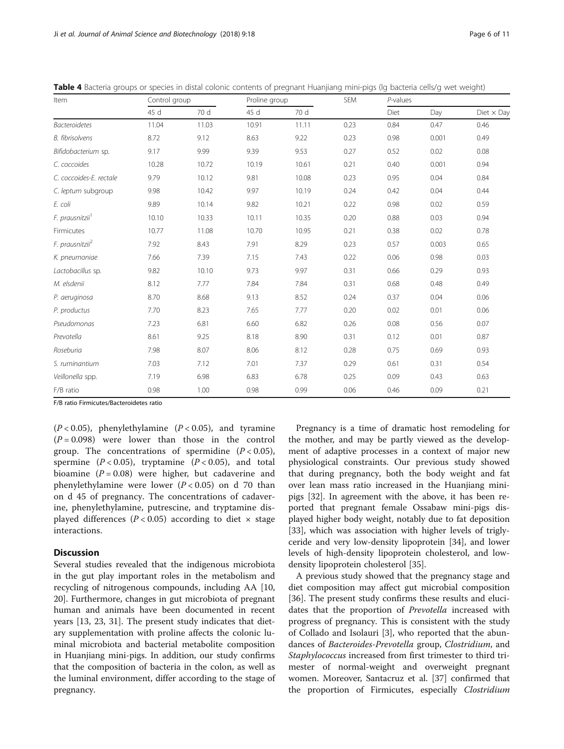**Table 4** Bacteria groups or species in distal colonic contents of pregnant Huanjiang mini-pigs (lg bacteria cells/g wet weight)

| Item | Control group | | Proline group | | SEM | *P*-values | | |
|---|---|---|---|---|---|---|---|---|
| | 45 d | 70 d | 45 d | 70 d | | Diet | Day | Diet × Day |
| *Bacteroidetes* | 11.04 | 11.03 | 10.91 | 11.11 | 0.23 | 0.84 | 0.47 | 0.46 |
| *B. fibrisolvens* | 8.72 | 9.12 | 8.63 | 9.22 | 0.23 | 0.98 | 0.001 | 0.49 |
| *Bifidobacterium* sp. | 9.17 | 9.99 | 9.39 | 9.53 | 0.27 | 0.52 | 0.02 | 0.08 |
| *C. coccoides* | 10.28 | 10.72 | 10.19 | 10.61 | 0.21 | 0.40 | 0.001 | 0.94 |
| *C. coccoides-E. rectale* | 9.79 | 10.12 | 9.81 | 10.08 | 0.23 | 0.95 | 0.04 | 0.84 |
| *C. leptum* subgroup | 9.98 | 10.42 | 9.97 | 10.19 | 0.24 | 0.42 | 0.04 | 0.44 |
| *E. coli* | 9.89 | 10.14 | 9.82 | 10.21 | 0.22 | 0.98 | 0.02 | 0.59 |
| *F. prausnitzii*[1] | 10.10 | 10.33 | 10.11 | 10.35 | 0.20 | 0.88 | 0.03 | 0.94 |
| Firmicutes | 10.77 | 11.08 | 10.70 | 10.95 | 0.21 | 0.38 | 0.02 | 0.78 |
| *F. prausnitzii*[2] | 7.92 | 8.43 | 7.91 | 8.29 | 0.23 | 0.57 | 0.003 | 0.65 |
| *K. pneumoniae* | 7.66 | 7.39 | 7.15 | 7.43 | 0.22 | 0.06 | 0.98 | 0.03 |
| *Lactobacillus* sp. | 9.82 | 10.10 | 9.73 | 9.97 | 0.31 | 0.66 | 0.29 | 0.93 |
| *M. elsdenii* | 8.12 | 7.77 | 7.84 | 7.84 | 0.31 | 0.68 | 0.48 | 0.49 |
| *P. aeruginosa* | 8.70 | 8.68 | 9.13 | 8.52 | 0.24 | 0.37 | 0.04 | 0.06 |
| *P. productus* | 7.70 | 8.23 | 7.65 | 7.77 | 0.20 | 0.02 | 0.01 | 0.06 |
| *Pseudomonas* | 7.23 | 6.81 | 6.60 | 6.82 | 0.26 | 0.08 | 0.56 | 0.07 |
| *Prevotella* | 8.61 | 9.25 | 8.18 | 8.90 | 0.31 | 0.12 | 0.01 | 0.87 |
| *Roseburia* | 7.98 | 8.07 | 8.06 | 8.12 | 0.28 | 0.75 | 0.69 | 0.93 |
| *S. ruminantium* | 7.03 | 7.12 | 7.01 | 7.37 | 0.29 | 0.61 | 0.31 | 0.54 |
| *Veillonella* spp. | 7.19 | 6.98 | 6.83 | 6.78 | 0.25 | 0.09 | 0.43 | 0.63 |
| F/B ratio | 0.98 | 1.00 | 0.98 | 0.99 | 0.06 | 0.46 | 0.09 | 0.21 |

F/B ratio Firmicutes/Bacteroidetes ratio

($P < 0.05$), phenylethylamine ($P < 0.05$), and tyramine ($P = 0.098$) were lower than those in the control group. The concentrations of spermidine ($P < 0.05$), spermine ($P < 0.05$), tryptamine ($P < 0.05$), and total bioamine ($P = 0.08$) were higher, but cadaverine and phenylethylamine were lower ($P < 0.05$) on d 70 than on d 45 of pregnancy. The concentrations of cadaverine, phenylethylamine, putrescine, and tryptamine displayed differences ($P < 0.05$) according to diet × stage interactions.

## Discussion

Several studies revealed that the indigenous microbiota in the gut play important roles in the metabolism and recycling of nitrogenous compounds, including AA [10, 20]. Furthermore, changes in gut microbiota of pregnant human and animals have been documented in recent years [13, 23, 31]. The present study indicates that dietary supplementation with proline affects the colonic luminal microbiota and bacterial metabolite composition in Huanjiang mini-pigs. In addition, our study confirms that the composition of bacteria in the colon, as well as the luminal environment, differ according to the stage of pregnancy.

Pregnancy is a time of dramatic host remodeling for the mother, and may be partly viewed as the development of adaptive processes in a context of major new physiological constraints. Our previous study showed that during pregnancy, both the body weight and fat over lean mass ratio increased in the Huanjiang mini-pigs [32]. In agreement with the above, it has been reported that pregnant female Ossabaw mini-pigs displayed higher body weight, notably due to fat deposition [33], which was association with higher levels of triglyceride and very low-density lipoprotein [34], and lower levels of high-density lipoprotein cholesterol, and low-density lipoprotein cholesterol [35].

A previous study showed that the pregnancy stage and diet composition may affect gut microbial composition [36]. The present study confirms these results and elucidates that the proportion of *Prevotella* increased with progress of pregnancy. This is consistent with the study of Collado and Isolauri [3], who reported that the abundances of *Bacteroides-Prevotella* group, *Clostridium*, and *Staphylococcus* increased from first trimester to third trimester of normal-weight and overweight pregnant women. Moreover, Santacruz et al. [37] confirmed that the proportion of Firmicutes, especially *Clostridium*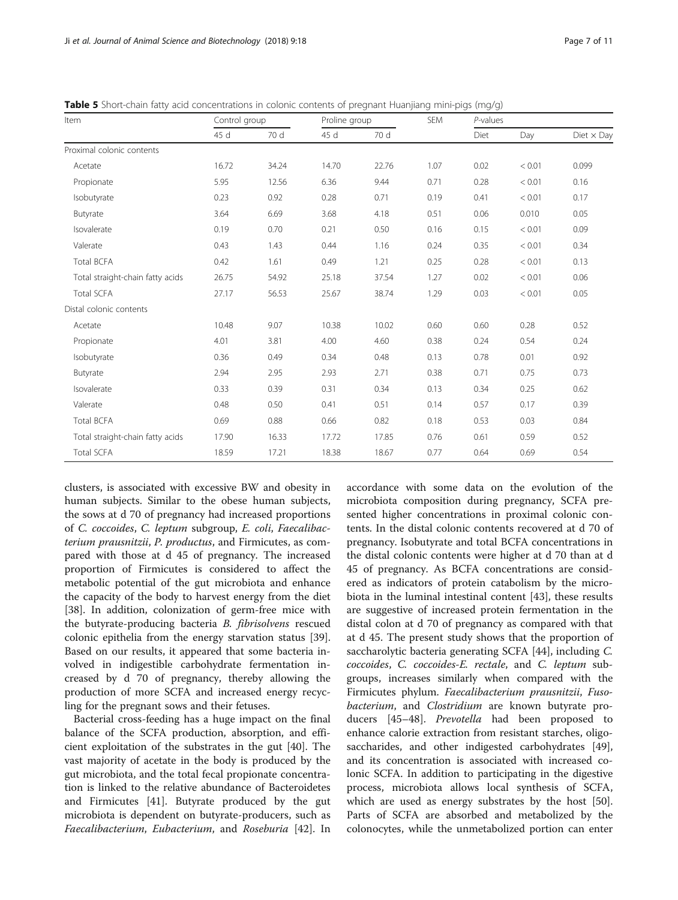**Table 5** Short-chain fatty acid concentrations in colonic contents of pregnant Huanjiang mini-pigs (mg/g)

| Item | Control group | | Proline group | | SEM | *P*-values | | |
|---|---|---|---|---|---|---|---|---|
| | 45 d | 70 d | 45 d | 70 d | | Diet | Day | Diet × Day |
| Proximal colonic contents | | | | | | | | |
| Acetate | 16.72 | 34.24 | 14.70 | 22.76 | 1.07 | 0.02 | < 0.01 | 0.099 |
| Propionate | 5.95 | 12.56 | 6.36 | 9.44 | 0.71 | 0.28 | < 0.01 | 0.16 |
| Isobutyrate | 0.23 | 0.92 | 0.28 | 0.71 | 0.19 | 0.41 | < 0.01 | 0.17 |
| Butyrate | 3.64 | 6.69 | 3.68 | 4.18 | 0.51 | 0.06 | 0.010 | 0.05 |
| Isovalerate | 0.19 | 0.70 | 0.21 | 0.50 | 0.16 | 0.15 | < 0.01 | 0.09 |
| Valerate | 0.43 | 1.43 | 0.44 | 1.16 | 0.24 | 0.35 | < 0.01 | 0.34 |
| Total BCFA | 0.42 | 1.61 | 0.49 | 1.21 | 0.25 | 0.28 | < 0.01 | 0.13 |
| Total straight-chain fatty acids | 26.75 | 54.92 | 25.18 | 37.54 | 1.27 | 0.02 | < 0.01 | 0.06 |
| Total SCFA | 27.17 | 56.53 | 25.67 | 38.74 | 1.29 | 0.03 | < 0.01 | 0.05 |
| Distal colonic contents | | | | | | | | |
| Acetate | 10.48 | 9.07 | 10.38 | 10.02 | 0.60 | 0.60 | 0.28 | 0.52 |
| Propionate | 4.01 | 3.81 | 4.00 | 4.60 | 0.38 | 0.24 | 0.54 | 0.24 |
| Isobutyrate | 0.36 | 0.49 | 0.34 | 0.48 | 0.13 | 0.78 | 0.01 | 0.92 |
| Butyrate | 2.94 | 2.95 | 2.93 | 2.71 | 0.38 | 0.71 | 0.75 | 0.73 |
| Isovalerate | 0.33 | 0.39 | 0.31 | 0.34 | 0.13 | 0.34 | 0.25 | 0.62 |
| Valerate | 0.48 | 0.50 | 0.41 | 0.51 | 0.14 | 0.57 | 0.17 | 0.39 |
| Total BCFA | 0.69 | 0.88 | 0.66 | 0.82 | 0.18 | 0.53 | 0.03 | 0.84 |
| Total straight-chain fatty acids | 17.90 | 16.33 | 17.72 | 17.85 | 0.76 | 0.61 | 0.59 | 0.52 |
| Total SCFA | 18.59 | 17.21 | 18.38 | 18.67 | 0.77 | 0.64 | 0.69 | 0.54 |

clusters, is associated with excessive BW and obesity in human subjects. Similar to the obese human subjects, the sows at d 70 of pregnancy had increased proportions of *C. coccoides*, *C. leptum* subgroup, *E. coli*, *Faecalibacterium prausnitzii*, *P. productus*, and Firmicutes, as compared with those at d 45 of pregnancy. The increased proportion of Firmicutes is considered to affect the metabolic potential of the gut microbiota and enhance the capacity of the body to harvest energy from the diet [38]. In addition, colonization of germ-free mice with the butyrate-producing bacteria *B. fibrisolvens* rescued colonic epithelia from the energy starvation status [39]. Based on our results, it appeared that some bacteria involved in indigestible carbohydrate fermentation increased by d 70 of pregnancy, thereby allowing the production of more SCFA and increased energy recycling for the pregnant sows and their fetuses.

Bacterial cross-feeding has a huge impact on the final balance of the SCFA production, absorption, and efficient exploitation of the substrates in the gut [40]. The vast majority of acetate in the body is produced by the gut microbiota, and the total fecal propionate concentration is linked to the relative abundance of Bacteroidetes and Firmicutes [41]. Butyrate produced by the gut microbiota is dependent on butyrate-producers, such as *Faecalibacterium*, *Eubacterium*, and *Roseburia* [42]. In accordance with some data on the evolution of the microbiota composition during pregnancy, SCFA presented higher concentrations in proximal colonic contents. In the distal colonic contents recovered at d 70 of pregnancy. Isobutyrate and total BCFA concentrations in the distal colonic contents were higher at d 70 than at d 45 of pregnancy. As BCFA concentrations are considered as indicators of protein catabolism by the microbiota in the luminal intestinal content [43], these results are suggestive of increased protein fermentation in the distal colon at d 70 of pregnancy as compared with that at d 45. The present study shows that the proportion of saccharolytic bacteria generating SCFA [44], including *C. coccoides*, *C. coccoides-E. rectale*, and *C. leptum* subgroups, increases similarly when compared with the Firmicutes phylum. *Faecalibacterium prausnitzii*, *Fusobacterium*, and *Clostridium* are known butyrate producers [45–48]. *Prevotella* had been proposed to enhance calorie extraction from resistant starches, oligosaccharides, and other indigested carbohydrates [49], and its concentration is associated with increased colonic SCFA. In addition to participating in the digestive process, microbiota allows local synthesis of SCFA, which are used as energy substrates by the host [50]. Parts of SCFA are absorbed and metabolized by the colonocytes, while the unmetabolized portion can enter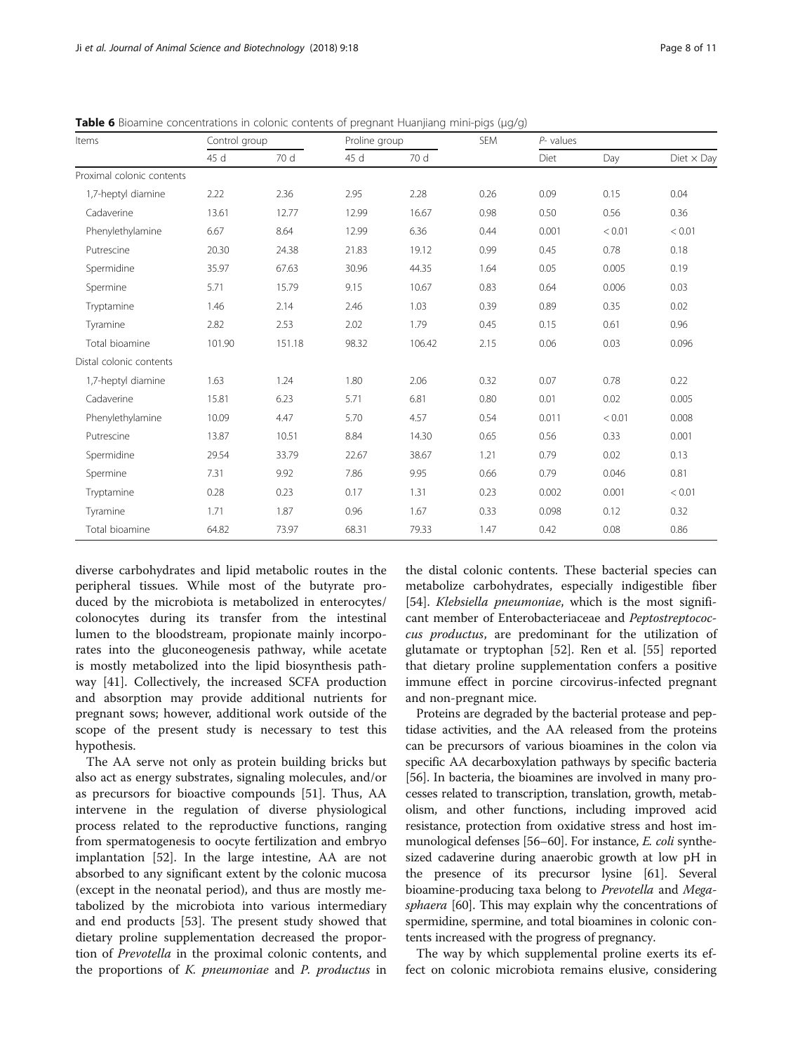**Table 6** Bioamine concentrations in colonic contents of pregnant Huanjiang mini-pigs (μg/g)

| Items | Control group | | Proline group | | SEM | P- values | | |
|---|---|---|---|---|---|---|---|---|
| | 45 d | 70 d | 45 d | 70 d | | Diet | Day | Diet × Day |
| Proximal colonic contents | | | | | | | | |
| 1,7-heptyl diamine | 2.22 | 2.36 | 2.95 | 2.28 | 0.26 | 0.09 | 0.15 | 0.04 |
| Cadaverine | 13.61 | 12.77 | 12.99 | 16.67 | 0.98 | 0.50 | 0.56 | 0.36 |
| Phenylethylamine | 6.67 | 8.64 | 12.99 | 6.36 | 0.44 | 0.001 | < 0.01 | < 0.01 |
| Putrescine | 20.30 | 24.38 | 21.83 | 19.12 | 0.99 | 0.45 | 0.78 | 0.18 |
| Spermidine | 35.97 | 67.63 | 30.96 | 44.35 | 1.64 | 0.05 | 0.005 | 0.19 |
| Spermine | 5.71 | 15.79 | 9.15 | 10.67 | 0.83 | 0.64 | 0.006 | 0.03 |
| Tryptamine | 1.46 | 2.14 | 2.46 | 1.03 | 0.39 | 0.89 | 0.35 | 0.02 |
| Tyramine | 2.82 | 2.53 | 2.02 | 1.79 | 0.45 | 0.15 | 0.61 | 0.96 |
| Total bioamine | 101.90 | 151.18 | 98.32 | 106.42 | 2.15 | 0.06 | 0.03 | 0.096 |
| Distal colonic contents | | | | | | | | |
| 1,7-heptyl diamine | 1.63 | 1.24 | 1.80 | 2.06 | 0.32 | 0.07 | 0.78 | 0.22 |
| Cadaverine | 15.81 | 6.23 | 5.71 | 6.81 | 0.80 | 0.01 | 0.02 | 0.005 |
| Phenylethylamine | 10.09 | 4.47 | 5.70 | 4.57 | 0.54 | 0.011 | < 0.01 | 0.008 |
| Putrescine | 13.87 | 10.51 | 8.84 | 14.30 | 0.65 | 0.56 | 0.33 | 0.001 |
| Spermidine | 29.54 | 33.79 | 22.67 | 38.67 | 1.21 | 0.79 | 0.02 | 0.13 |
| Spermine | 7.31 | 9.92 | 7.86 | 9.95 | 0.66 | 0.79 | 0.046 | 0.81 |
| Tryptamine | 0.28 | 0.23 | 0.17 | 1.31 | 0.23 | 0.002 | 0.001 | < 0.01 |
| Tyramine | 1.71 | 1.87 | 0.96 | 1.67 | 0.33 | 0.098 | 0.12 | 0.32 |
| Total bioamine | 64.82 | 73.97 | 68.31 | 79.33 | 1.47 | 0.42 | 0.08 | 0.86 |

diverse carbohydrates and lipid metabolic routes in the peripheral tissues. While most of the butyrate produced by the microbiota is metabolized in enterocytes/colonocytes during its transfer from the intestinal lumen to the bloodstream, propionate mainly incorporates into the gluconeogenesis pathway, while acetate is mostly metabolized into the lipid biosynthesis pathway [41]. Collectively, the increased SCFA production and absorption may provide additional nutrients for pregnant sows; however, additional work outside of the scope of the present study is necessary to test this hypothesis.

The AA serve not only as protein building bricks but also act as energy substrates, signaling molecules, and/or as precursors for bioactive compounds [51]. Thus, AA intervene in the regulation of diverse physiological process related to the reproductive functions, ranging from spermatogenesis to oocyte fertilization and embryo implantation [52]. In the large intestine, AA are not absorbed to any significant extent by the colonic mucosa (except in the neonatal period), and thus are mostly metabolized by the microbiota into various intermediary and end products [53]. The present study showed that dietary proline supplementation decreased the proportion of *Prevotella* in the proximal colonic contents, and the proportions of *K. pneumoniae* and *P. productus* in the distal colonic contents. These bacterial species can metabolize carbohydrates, especially indigestible fiber [54]. *Klebsiella pneumoniae*, which is the most significant member of Enterobacteriaceae and *Peptostreptococcus productus*, are predominant for the utilization of glutamate or tryptophan [52]. Ren et al. [55] reported that dietary proline supplementation confers a positive immune effect in porcine circovirus-infected pregnant and non-pregnant mice.

Proteins are degraded by the bacterial protease and peptidase activities, and the AA released from the proteins can be precursors of various bioamines in the colon via specific AA decarboxylation pathways by specific bacteria [56]. In bacteria, the bioamines are involved in many processes related to transcription, translation, growth, metabolism, and other functions, including improved acid resistance, protection from oxidative stress and host immunological defenses [56–60]. For instance, *E. coli* synthesized cadaverine during anaerobic growth at low pH in the presence of its precursor lysine [61]. Several bioamine-producing taxa belong to *Prevotella* and *Megasphaera* [60]. This may explain why the concentrations of spermidine, spermine, and total bioamines in colonic contents increased with the progress of pregnancy.

The way by which supplemental proline exerts its effect on colonic microbiota remains elusive, considering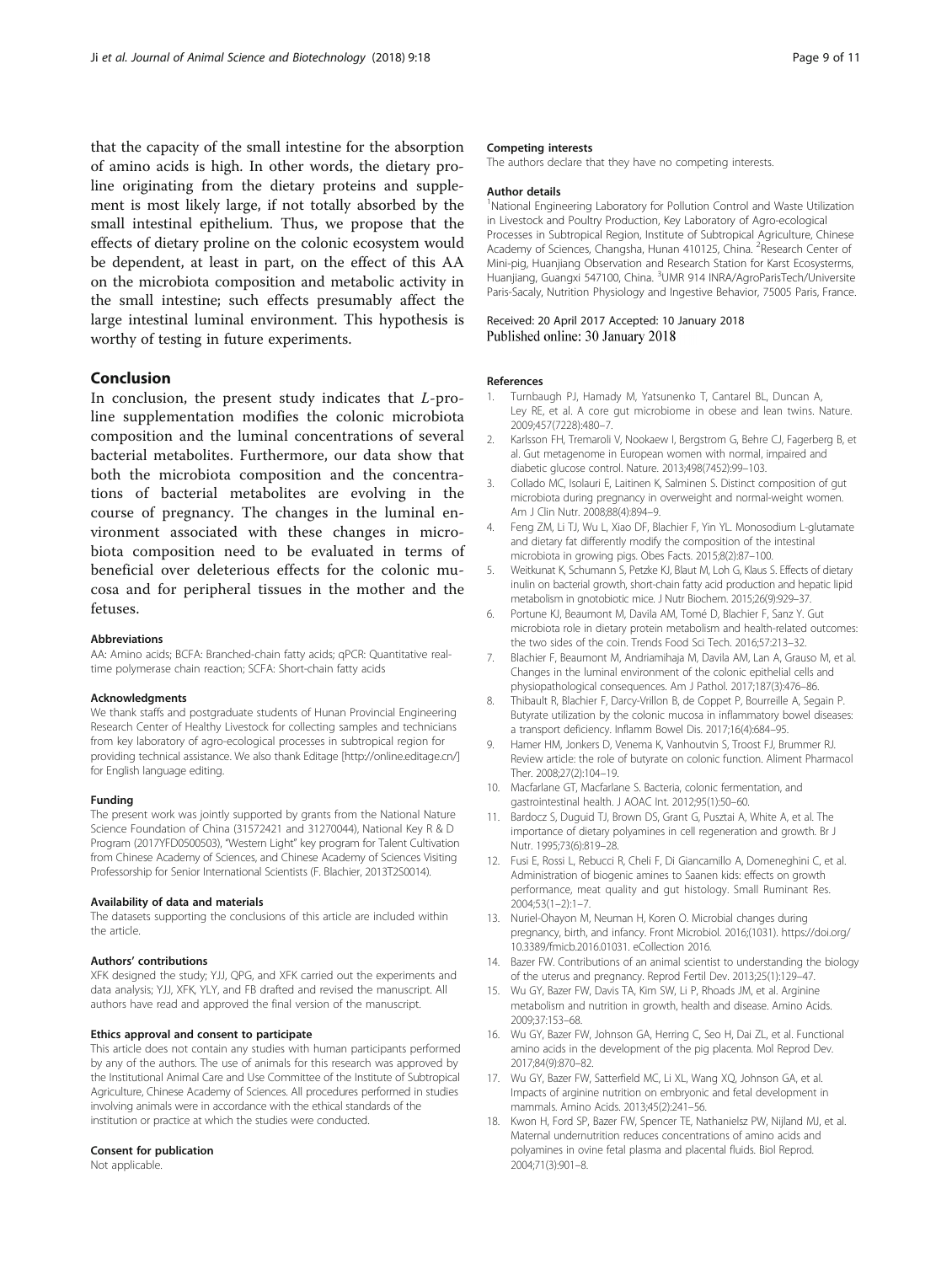that the capacity of the small intestine for the absorption of amino acids is high. In other words, the dietary proline originating from the dietary proteins and supplement is most likely large, if not totally absorbed by the small intestinal epithelium. Thus, we propose that the effects of dietary proline on the colonic ecosystem would be dependent, at least in part, on the effect of this AA on the microbiota composition and metabolic activity in the small intestine; such effects presumably affect the large intestinal luminal environment. This hypothesis is worthy of testing in future experiments.

## Conclusion

In conclusion, the present study indicates that *L*-proline supplementation modifies the colonic microbiota composition and the luminal concentrations of several bacterial metabolites. Furthermore, our data show that both the microbiota composition and the concentrations of bacterial metabolites are evolving in the course of pregnancy. The changes in the luminal environment associated with these changes in microbiota composition need to be evaluated in terms of beneficial over deleterious effects for the colonic mucosa and for peripheral tissues in the mother and the fetuses.

#### Abbreviations

AA: Amino acids; BCFA: Branched-chain fatty acids; qPCR: Quantitative real-time polymerase chain reaction; SCFA: Short-chain fatty acids

#### Acknowledgments

We thank staffs and postgraduate students of Hunan Provincial Engineering Research Center of Healthy Livestock for collecting samples and technicians from key laboratory of agro-ecological processes in subtropical region for providing technical assistance. We also thank Editage [http://online.editage.cn/] for English language editing.

#### Funding

The present work was jointly supported by grants from the National Nature Science Foundation of China (31572421 and 31270044), National Key R & D Program (2017YFD0500503), "Western Light" key program for Talent Cultivation from Chinese Academy of Sciences, and Chinese Academy of Sciences Visiting Professorship for Senior International Scientists (F. Blachier, 2013T2S0014).

#### Availability of data and materials

The datasets supporting the conclusions of this article are included within the article.

#### Authors' contributions

XFK designed the study; YJJ, QPG, and XFK carried out the experiments and data analysis; YJJ, XFK, YLY, and FB drafted and revised the manuscript. All authors have read and approved the final version of the manuscript.

#### Ethics approval and consent to participate

This article does not contain any studies with human participants performed by any of the authors. The use of animals for this research was approved by the Institutional Animal Care and Use Committee of the Institute of Subtropical Agriculture, Chinese Academy of Sciences. All procedures performed in studies involving animals were in accordance with the ethical standards of the institution or practice at which the studies were conducted.

#### Consent for publication

Not applicable.

#### Competing interests

The authors declare that they have no competing interests.

#### Author details

[1]National Engineering Laboratory for Pollution Control and Waste Utilization in Livestock and Poultry Production, Key Laboratory of Agro-ecological Processes in Subtropical Region, Institute of Subtropical Agriculture, Chinese Academy of Sciences, Changsha, Hunan 410125, China. [2]Research Center of Mini-pig, Huanjiang Observation and Research Station for Karst Ecosysterms, Huanjiang, Guangxi 547100, China. [3]UMR 914 INRA/AgroParisTech/Universite Paris-Sacaly, Nutrition Physiology and Ingestive Behavior, 75005 Paris, France.

Received: 20 April 2017 Accepted: 10 January 2018
Published online: 30 January 2018

#### References

1. Turnbaugh PJ, Hamady M, Yatsunenko T, Cantarel BL, Duncan A, Ley RE, et al. A core gut microbiome in obese and lean twins. Nature. 2009;457(7228):480–7.
2. Karlsson FH, Tremaroli V, Nookaew I, Bergstrom G, Behre CJ, Fagerberg B, et al. Gut metagenome in European women with normal, impaired and diabetic glucose control. Nature. 2013;498(7452):99–103.
3. Collado MC, Isolauri E, Laitinen K, Salminen S. Distinct composition of gut microbiota during pregnancy in overweight and normal-weight women. Am J Clin Nutr. 2008;88(4):894–9.
4. Feng ZM, Li TJ, Wu L, Xiao DF, Blachier F, Yin YL. Monosodium L-glutamate and dietary fat differently modify the composition of the intestinal microbiota in growing pigs. Obes Facts. 2015;8(2):87–100.
5. Weitkunat K, Schumann S, Petzke KJ, Blaut M, Loh G, Klaus S. Effects of dietary inulin on bacterial growth, short-chain fatty acid production and hepatic lipid metabolism in gnotobiotic mice. J Nutr Biochem. 2015;26(9):929–37.
6. Portune KJ, Beaumont M, Davila AM, Tomé D, Blachier F, Sanz Y. Gut microbiota role in dietary protein metabolism and health-related outcomes: the two sides of the coin. Trends Food Sci Tech. 2016;57:213–32.
7. Blachier F, Beaumont M, Andriamihaja M, Davila AM, Lan A, Grauso M, et al. Changes in the luminal environment of the colonic epithelial cells and physiopathological consequences. Am J Pathol. 2017;187(3):476–86.
8. Thibault R, Blachier F, Darcy-Vrillon B, de Coppet P, Bourreille A, Segain P. Butyrate utilization by the colonic mucosa in inflammatory bowel diseases: a transport deficiency. Inflamm Bowel Dis. 2017;16(4):684–95.
9. Hamer HM, Jonkers D, Venema K, Vanhoutvin S, Troost FJ, Brummer RJ. Review article: the role of butyrate on colonic function. Aliment Pharmacol Ther. 2008;27(2):104–19.
10. Macfarlane GT, Macfarlane S. Bacteria, colonic fermentation, and gastrointestinal health. J AOAC Int. 2012;95(1):50–60.
11. Bardocz S, Duguid TJ, Brown DS, Grant G, Pusztai A, White A, et al. The importance of dietary polyamines in cell regeneration and growth. Br J Nutr. 1995;73(6):819–28.
12. Fusi E, Rossi L, Rebucci R, Cheli F, Di Giancamillo A, Domeneghini C, et al. Administration of biogenic amines to Saanen kids: effects on growth performance, meat quality and gut histology. Small Ruminant Res. 2004;53(1–2):1–7.
13. Nuriel-Ohayon M, Neuman H, Koren O. Microbial changes during pregnancy, birth, and infancy. Front Microbiol. 2016;(1031). https://doi.org/10.3389/fmicb.2016.01031. eCollection 2016.
14. Bazer FW. Contributions of an animal scientist to understanding the biology of the uterus and pregnancy. Reprod Fertil Dev. 2013;25(1):129–47.
15. Wu GY, Bazer FW, Davis TA, Kim SW, Li P, Rhoads JM, et al. Arginine metabolism and nutrition in growth, health and disease. Amino Acids. 2009;37:153–68.
16. Wu GY, Bazer FW, Johnson GA, Herring C, Seo H, Dai ZL, et al. Functional amino acids in the development of the pig placenta. Mol Reprod Dev. 2017;84(9):870–82.
17. Wu GY, Bazer FW, Satterfield MC, Li XL, Wang XQ, Johnson GA, et al. Impacts of arginine nutrition on embryonic and fetal development in mammals. Amino Acids. 2013;45(2):241–56.
18. Kwon H, Ford SP, Bazer FW, Spencer TE, Nathanielsz PW, Nijland MJ, et al. Maternal undernutrition reduces concentrations of amino acids and polyamines in ovine fetal plasma and placental fluids. Biol Reprod. 2004;71(3):901–8.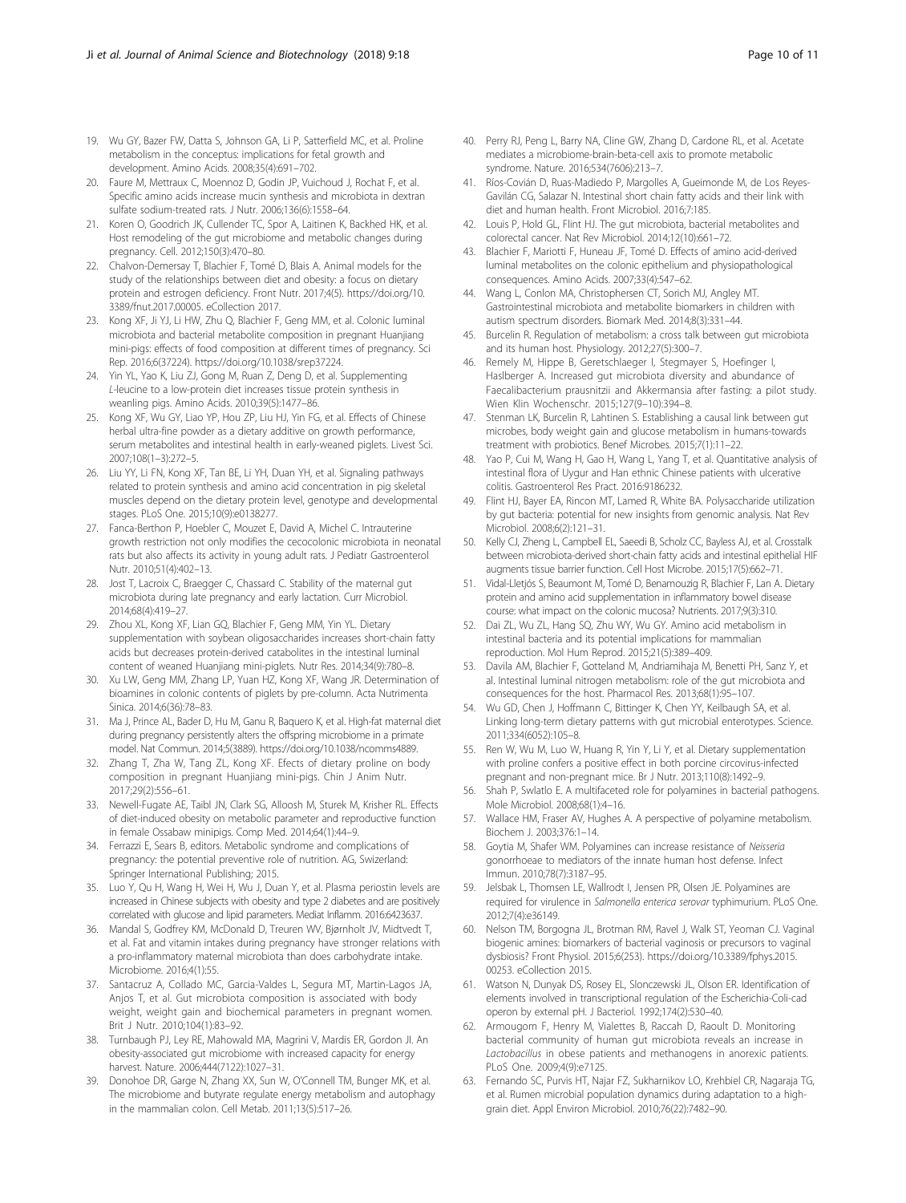19. Wu GY, Bazer FW, Datta S, Johnson GA, Li P, Satterfield MC, et al. Proline metabolism in the conceptus: implications for fetal growth and development. Amino Acids. 2008;35(4):691–702.
20. Faure M, Mettraux C, Moennoz D, Godin JP, Vuichoud J, Rochat F, et al. Specific amino acids increase mucin synthesis and microbiota in dextran sulfate sodium-treated rats. J Nutr. 2006;136(6):1558–64.
21. Koren O, Goodrich JK, Cullender TC, Spor A, Laitinen K, Backhed HK, et al. Host remodeling of the gut microbiome and metabolic changes during pregnancy. Cell. 2012;150(3):470–80.
22. Chalvon-Demersay T, Blachier F, Tomé D, Blais A. Animal models for the study of the relationships between diet and obesity: a focus on dietary protein and estrogen deficiency. Front Nutr. 2017;4(5). https://doi.org/10.3389/fnut.2017.00005. eCollection 2017.
23. Kong XF, Ji YJ, Li HW, Zhu Q, Blachier F, Geng MM, et al. Colonic luminal microbiota and bacterial metabolite composition in pregnant Huanjiang mini-pigs: effects of food composition at different times of pregnancy. Sci Rep. 2016;6(37224). https://doi.org/10.1038/srep37224.
24. Yin YL, Yao K, Liu ZJ, Gong M, Ruan Z, Deng D, et al. Supplementing L-leucine to a low-protein diet increases tissue protein synthesis in weanling pigs. Amino Acids. 2010;39(5):1477–86.
25. Kong XF, Wu GY, Liao YP, Hou ZP, Liu HJ, Yin FG, et al. Effects of Chinese herbal ultra-fine powder as a dietary additive on growth performance, serum metabolites and intestinal health in early-weaned piglets. Livest Sci. 2007;108(1–3):272–5.
26. Liu YY, Li FN, Kong XF, Tan BE, Li YH, Duan YH, et al. Signaling pathways related to protein synthesis and amino acid concentration in pig skeletal muscles depend on the dietary protein level, genotype and developmental stages. PLoS One. 2015;10(9):e0138277.
27. Fanca-Berthon P, Hoebler C, Mouzet E, David A, Michel C. Intrauterine growth restriction not only modifies the cecocolonic microbiota in neonatal rats but also affects its activity in young adult rats. J Pediatr Gastroenterol Nutr. 2010;51(4):402–13.
28. Jost T, Lacroix C, Braegger C, Chassard C. Stability of the maternal gut microbiota during late pregnancy and early lactation. Curr Microbiol. 2014;68(4):419–27.
29. Zhou XL, Kong XF, Lian GQ, Blachier F, Geng MM, Yin YL. Dietary supplementation with soybean oligosaccharides increases short-chain fatty acids but decreases protein-derived catabolites in the intestinal luminal content of weaned Huanjiang mini-piglets. Nutr Res. 2014;34(9):780–8.
30. Xu LW, Geng MM, Zhang LP, Yuan HZ, Kong XF, Wang JR. Determination of bioamines in colonic contents of piglets by pre-column. Acta Nutrimenta Sinica. 2014;6(36):78–83.
31. Ma J, Prince AL, Bader D, Hu M, Ganu R, Baquero K, et al. High-fat maternal diet during pregnancy persistently alters the offspring microbiome in a primate model. Nat Commun. 2014;5(3889). https://doi.org/10.1038/ncomms4889.
32. Zhang T, Zha W, Tang ZL, Kong XF. Efects of dietary proline on body composition in pregnant Huanjiang mini-pigs. Chin J Anim Nutr. 2017;29(2):556–61.
33. Newell-Fugate AE, Taibl JN, Clark SG, Alloosh M, Sturek M, Krisher RL. Effects of diet-induced obesity on metabolic parameter and reproductive function in female Ossabaw minipigs. Comp Med. 2014;64(1):44–9.
34. Ferrazzi E, Sears B, editors. Metabolic syndrome and complications of pregnancy: the potential preventive role of nutrition. AG, Swizerland: Springer International Publishing; 2015.
35. Luo Y, Qu H, Wang H, Wei H, Wu J, Duan Y, et al. Plasma periostin levels are increased in Chinese subjects with obesity and type 2 diabetes and are positively correlated with glucose and lipid parameters. Mediat Inflamm. 2016:6423637.
36. Mandal S, Godfrey KM, McDonald D, Treuren WV, Bjørnholt JV, Midtvedt T, et al. Fat and vitamin intakes during pregnancy have stronger relations with a pro-inflammatory maternal microbiota than does carbohydrate intake. Microbiome. 2016;4(1):55.
37. Santacruz A, Collado MC, Garcia-Valdes L, Segura MT, Martin-Lagos JA, Anjos T, et al. Gut microbiota composition is associated with body weight, weight gain and biochemical parameters in pregnant women. Brit J Nutr. 2010;104(1):83–92.
38. Turnbaugh PJ, Ley RE, Mahowald MA, Magrini V, Mardis ER, Gordon JI. An obesity-associated gut microbiome with increased capacity for energy harvest. Nature. 2006;444(7122):1027–31.
39. Donohoe DR, Garge N, Zhang XX, Sun W, O'Connell TM, Bunger MK, et al. The microbiome and butyrate regulate energy metabolism and autophagy in the mammalian colon. Cell Metab. 2011;13(5):517–26.
40. Perry RJ, Peng L, Barry NA, Cline GW, Zhang D, Cardone RL, et al. Acetate mediates a microbiome-brain-beta-cell axis to promote metabolic syndrome. Nature. 2016;534(7606):213–7.
41. Ríos-Covián D, Ruas-Madiedo P, Margolles A, Gueimonde M, de Los Reyes-Gavilán CG, Salazar N. Intestinal short chain fatty acids and their link with diet and human health. Front Microbiol. 2016;7:185.
42. Louis P, Hold GL, Flint HJ. The gut microbiota, bacterial metabolites and colorectal cancer. Nat Rev Microbiol. 2014;12(10):661–72.
43. Blachier F, Mariotti F, Huneau JF, Tomé D. Effects of amino acid-derived luminal metabolites on the colonic epithelium and physiopathological consequences. Amino Acids. 2007;33(4):547–62.
44. Wang L, Conlon MA, Christophersen CT, Sorich MJ, Angley MT. Gastrointestinal microbiota and metabolite biomarkers in children with autism spectrum disorders. Biomark Med. 2014;8(3):331–44.
45. Burcelin R. Regulation of metabolism: a cross talk between gut microbiota and its human host. Physiology. 2012;27(5):300–7.
46. Remely M, Hippe B, Geretschlaeger I, Stegmayer S, Hoefinger I, Haslberger A. Increased gut microbiota diversity and abundance of Faecalibacterium prausnitzii and Akkermansia after fasting: a pilot study. Wien Klin Wochenschr. 2015;127(9–10):394–8.
47. Stenman LK, Burcelin R, Lahtinen S. Establishing a causal link between gut microbes, body weight gain and glucose metabolism in humans-towards treatment with probiotics. Benef Microbes. 2015;7(1):11–22.
48. Yao P, Cui M, Wang H, Gao H, Wang L, Yang T, et al. Quantitative analysis of intestinal flora of Uygur and Han ethnic Chinese patients with ulcerative colitis. Gastroenterol Res Pract. 2016:9186232.
49. Flint HJ, Bayer EA, Rincon MT, Lamed R, White BA. Polysaccharide utilization by gut bacteria: potential for new insights from genomic analysis. Nat Rev Microbiol. 2008;6(2):121–31.
50. Kelly CJ, Zheng L, Campbell EL, Saeedi B, Scholz CC, Bayless AJ, et al. Crosstalk between microbiota-derived short-chain fatty acids and intestinal epithelial HIF augments tissue barrier function. Cell Host Microbe. 2015;17(5):662–71.
51. Vidal-Lletjós S, Beaumont M, Tomé D, Benamouzig R, Blachier F, Lan A. Dietary protein and amino acid supplementation in inflammatory bowel disease course: what impact on the colonic mucosa? Nutrients. 2017;9(3):310.
52. Dai ZL, Wu ZL, Hang SQ, Zhu WY, Wu GY. Amino acid metabolism in intestinal bacteria and its potential implications for mammalian reproduction. Mol Hum Reprod. 2015;21(5):389–409.
53. Davila AM, Blachier F, Gotteland M, Andriamihaja M, Benetti PH, Sanz Y, et al. Intestinal luminal nitrogen metabolism: role of the gut microbiota and consequences for the host. Pharmacol Res. 2013;68(1):95–107.
54. Wu GD, Chen J, Hoffmann C, Bittinger K, Chen YY, Keilbaugh SA, et al. Linking long-term dietary patterns with gut microbial enterotypes. Science. 2011;334(6052):105–8.
55. Ren W, Wu M, Luo W, Huang R, Yin Y, Li Y, et al. Dietary supplementation with proline confers a positive effect in both porcine circovirus-infected pregnant and non-pregnant mice. Br J Nutr. 2013;110(8):1492–9.
56. Shah P, Swlatlo E. A multifaceted role for polyamines in bacterial pathogens. Mole Microbiol. 2008;68(1):4–16.
57. Wallace HM, Fraser AV, Hughes A. A perspective of polyamine metabolism. Biochem J. 2003;376:1–14.
58. Goytia M, Shafer WM. Polyamines can increase resistance of *Neisseria* gonorrhoeae to mediators of the innate human host defense. Infect Immun. 2010;78(7):3187–95.
59. Jelsbak L, Thomsen LE, Wallrodt I, Jensen PR, Olsen JE. Polyamines are required for virulence in *Salmonella enterica serovar* typhimurium. PLoS One. 2012;7(4):e36149.
60. Nelson TM, Borgogna JL, Brotman RM, Ravel J, Walk ST, Yeoman CJ. Vaginal biogenic amines: biomarkers of bacterial vaginosis or precursors to vaginal dysbiosis? Front Physiol. 2015;6(253). https://doi.org/10.3389/fphys.2015.00253. eCollection 2015.
61. Watson N, Dunyak DS, Rosey EL, Slonczewski JL, Olson ER. Identification of elements involved in transcriptional regulation of the Escherichia-Coli-cad operon by external pH. J Bacteriol. 1992;174(2):530–40.
62. Armougom F, Henry M, Vialettes B, Raccah D, Raoult D. Monitoring bacterial community of human gut microbiota reveals an increase in *Lactobacillus* in obese patients and methanogens in anorexic patients. PLoS One. 2009;4(9):e7125.
63. Fernando SC, Purvis HT, Najar FZ, Sukharnikov LO, Krehbiel CR, Nagaraja TG, et al. Rumen microbial population dynamics during adaptation to a high-grain diet. Appl Environ Microbiol. 2010;76(22):7482–90.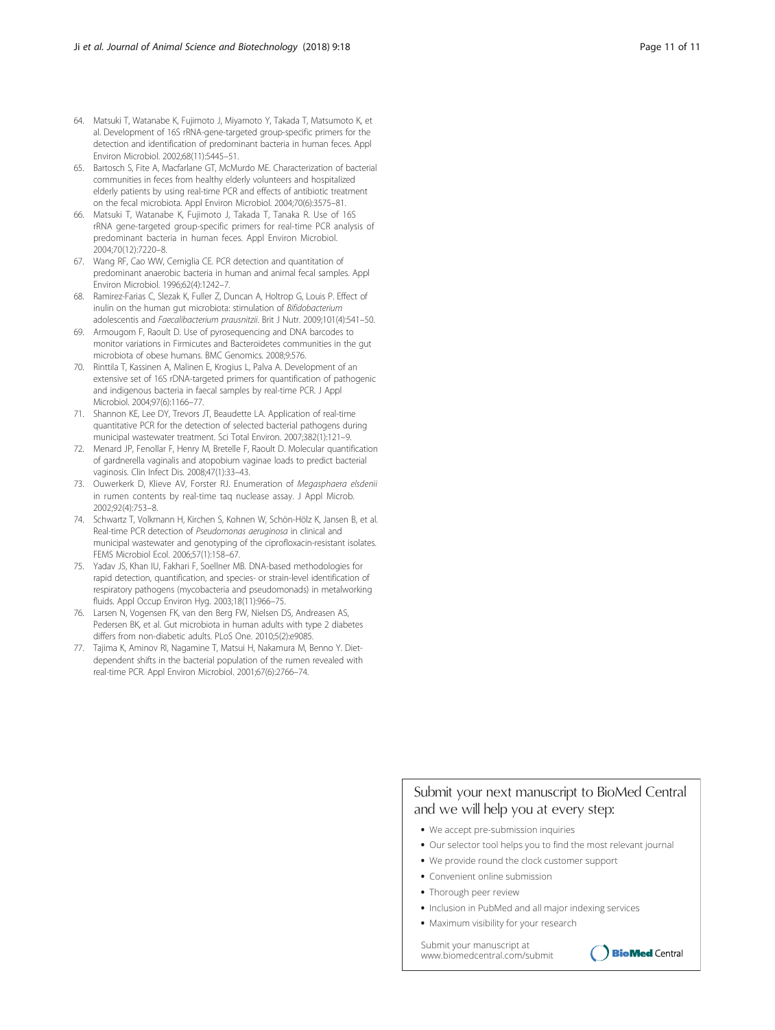64. Matsuki T, Watanabe K, Fujimoto J, Miyamoto Y, Takada T, Matsumoto K, et al. Development of 16S rRNA-gene-targeted group-specific primers for the detection and identification of predominant bacteria in human feces. Appl Environ Microbiol. 2002;68(11):5445–51.
65. Bartosch S, Fite A, Macfarlane GT, McMurdo ME. Characterization of bacterial communities in feces from healthy elderly volunteers and hospitalized elderly patients by using real-time PCR and effects of antibiotic treatment on the fecal microbiota. Appl Environ Microbiol. 2004;70(6):3575–81.
66. Matsuki T, Watanabe K, Fujimoto J, Takada T, Tanaka R. Use of 16S rRNA gene-targeted group-specific primers for real-time PCR analysis of predominant bacteria in human feces. Appl Environ Microbiol. 2004;70(12):7220–8.
67. Wang RF, Cao WW, Cerniglia CE. PCR detection and quantitation of predominant anaerobic bacteria in human and animal fecal samples. Appl Environ Microbiol. 1996;62(4):1242–7.
68. Ramirez-Farias C, Slezak K, Fuller Z, Duncan A, Holtrop G, Louis P. Effect of inulin on the human gut microbiota: stimulation of *Bifidobacterium adolescentis* and *Faecalibacterium prausnitzii*. Brit J Nutr. 2009;101(4):541–50.
69. Armougom F, Raoult D. Use of pyrosequencing and DNA barcodes to monitor variations in Firmicutes and Bacteroidetes communities in the gut microbiota of obese humans. BMC Genomics. 2008;9:576.
70. Rinttila T, Kassinen A, Malinen E, Krogius L, Palva A. Development of an extensive set of 16S rDNA-targeted primers for quantification of pathogenic and indigenous bacteria in faecal samples by real-time PCR. J Appl Microbiol. 2004;97(6):1166–77.
71. Shannon KE, Lee DY, Trevors JT, Beaudette LA. Application of real-time quantitative PCR for the detection of selected bacterial pathogens during municipal wastewater treatment. Sci Total Environ. 2007;382(1):121–9.
72. Menard JP, Fenollar F, Henry M, Bretelle F, Raoult D. Molecular quantification of gardnerella vaginalis and atopobium vaginae loads to predict bacterial vaginosis. Clin Infect Dis. 2008;47(1):33–43.
73. Ouwerkerk D, Klieve AV, Forster RJ. Enumeration of *Megasphaera elsdenii* in rumen contents by real-time taq nuclease assay. J Appl Microb. 2002;92(4):753–8.
74. Schwartz T, Volkmann H, Kirchen S, Kohnen W, Schön-Hölz K, Jansen B, et al. Real-time PCR detection of *Pseudomonas aeruginosa* in clinical and municipal wastewater and genotyping of the ciprofloxacin-resistant isolates. FEMS Microbiol Ecol. 2006;57(1):158–67.
75. Yadav JS, Khan IU, Fakhari F, Soellner MB. DNA-based methodologies for rapid detection, quantification, and species- or strain-level identification of respiratory pathogens (mycobacteria and pseudomonads) in metalworking fluids. Appl Occup Environ Hyg. 2003;18(11):966–75.
76. Larsen N, Vogensen FK, van den Berg FW, Nielsen DS, Andreasen AS, Pedersen BK, et al. Gut microbiota in human adults with type 2 diabetes differs from non-diabetic adults. PLoS One. 2010;5(2):e9085.
77. Tajima K, Aminov RI, Nagamine T, Matsui H, Nakamura M, Benno Y. Diet-dependent shifts in the bacterial population of the rumen revealed with real-time PCR. Appl Environ Microbiol. 2001;67(6):2766–74.

Submit your next manuscript to BioMed Central and we will help you at every step:

- We accept pre-submission inquiries
- Our selector tool helps you to find the most relevant journal
- We provide round the clock customer support
- Convenient online submission
- Thorough peer review
- Inclusion in PubMed and all major indexing services
- Maximum visibility for your research

Submit your manuscript at www.biomedcentral.com/submit

BioMed Central